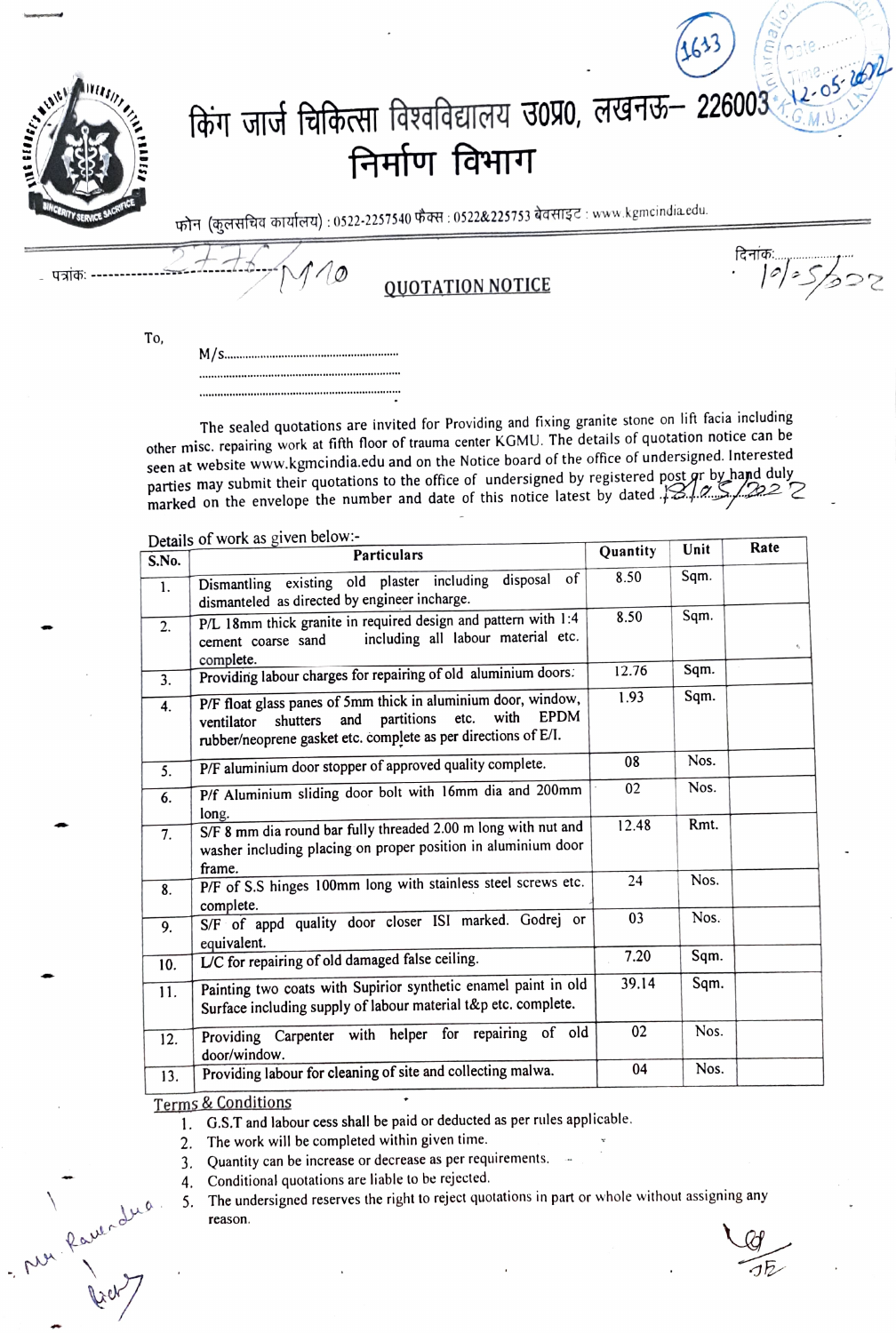# किंग जार्ज चिकित्सा विश्वविद्यालय उ0प्र0, लखनऊ– 226003

## निर्माण विभाग

फोन (कुलसचिव कार्यालय) : 0522-2257540 फैक्स : 0522&225753 वेबसाइट : www.kgmcindia.edu.

पत्रांक: 2776/M10 दिनांक: 10/5/2022

## QUOTATION NOTICE

To,

M/s..........................................................

.....................................................................

.....................................................................

The sealed quotations are invited for Providing and fixing granite stone on lift facia including other misc. repairing work at fifth floor of trauma center KGMU. The details of quotation notice can be seen at website www.kgmcindia.edu and on the Notice board of the office of undersigned. Interested parties may submit their quotations to the office of undersigned by registered post or by hand duly marked on the envelope the number and date of this notice latest by dated 18/05/2022

Details of work as given below:-

| S.No. | Particulars | Quantity | Unit | Rate |
|---|---|---|---|---|
| 1. | Dismantling existing old plaster including disposal of dismanteled as directed by engineer incharge. | 8.50 | Sqm. | |
| 2. | P/L 18mm thick granite in required design and pattern with 1:4 cement coarse sand including all labour material etc. complete. | 8.50 | Sqm. | |
| 3. | Providing labour charges for repairing of old aluminium doors. | 12.76 | Sqm. | |
| 4. | P/F float glass panes of 5mm thick in aluminium door, window, ventilator shutters and partitions etc. with EPDM rubber/neoprene gasket etc. complete as per directions of E/I. | 1.93 | Sqm. | |
| 5. | P/F aluminium door stopper of approved quality complete. | 08 | Nos. | |
| 6. | P/f Aluminium sliding door bolt with 16mm dia and 200mm long. | 02 | Nos. | |
| 7. | S/F 8 mm dia round bar fully threaded 2.00 m long with nut and washer including placing on proper position in aluminium door frame. | 12.48 | Rmt. | |
| 8. | P/F of S.S hinges 100mm long with stainless steel screws etc. complete. | 24 | Nos. | |
| 9. | S/F of appd quality door closer ISI marked. Godrej or equivalent. | 03 | Nos. | |
| 10. | L/C for repairing of old damaged false ceiling. | 7.20 | Sqm. | |
| 11. | Painting two coats with Supirior synthetic enamel paint in old Surface including supply of labour material t&p etc. complete. | 39.14 | Sqm. | |
| 12. | Providing Carpenter with helper for repairing of old door/window. | 02 | Nos. | |
| 13. | Providing labour for cleaning of site and collecting malwa. | 04 | Nos. | |

### Terms & Conditions

1. G.S.T and labour cess shall be paid or deducted as per rules applicable.
2. The work will be completed within given time.
3. Quantity can be increase or decrease as per requirements.
4. Conditional quotations are liable to be rejected.
5. The undersigned reserves the right to reject quotations in part or whole without assigning any reason.

JE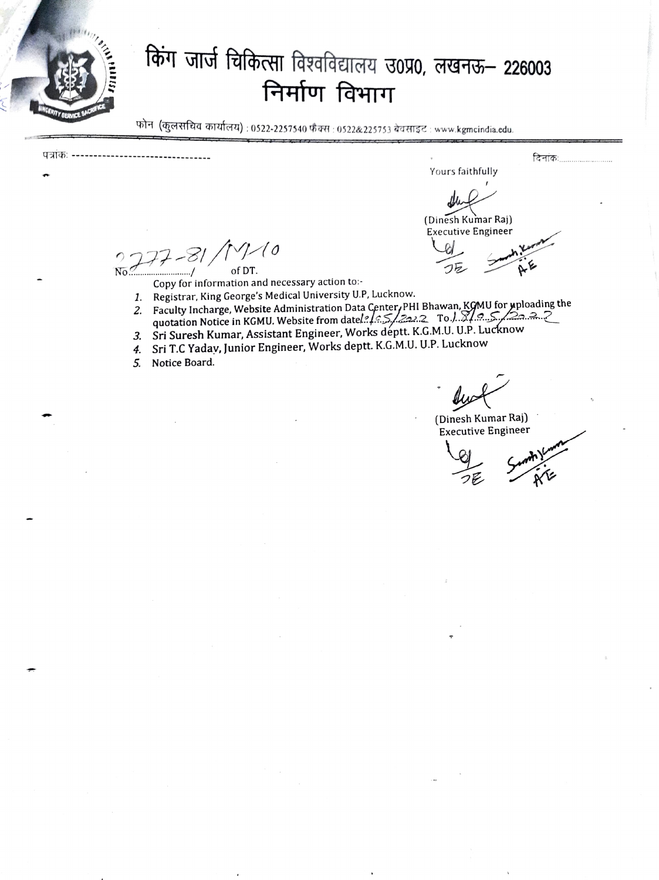# किंग जार्ज चिकित्सा विश्वविद्यालय उ0प्र0, लखनऊ– 226003

## निर्माण विभाग

फोन (कुलसचिव कार्यालय) : 0522-2257540 फैक्स : 0522&225753 बेवसाइट : www.kgmcindia.edu.

पत्रांक: -------------------------------- दिनांक:..........................

Yours faithfully

(Dinesh Kumar Raj)
Executive Engineer

JE AE

No. 2277-81/M-10 / of DT.

Copy for information and necessary action to:-

1. Registrar, King George's Medical University U.P, Lucknow.
2. Faculty Incharge, Website Administration Data Center, PHI Bhawan, KGMU for uploading the quotation Notice in KGMU. Website from date 12/05/2022 To 18/05/2022
3. Sri Suresh Kumar, Assistant Engineer, Works deptt. K.G.M.U. U.P. Lucknow
4. Sri T.C Yadav, Junior Engineer, Works deptt. K.G.M.U. U.P. Lucknow
5. Notice Board.

(Dinesh Kumar Raj)
Executive Engineer

JE AE